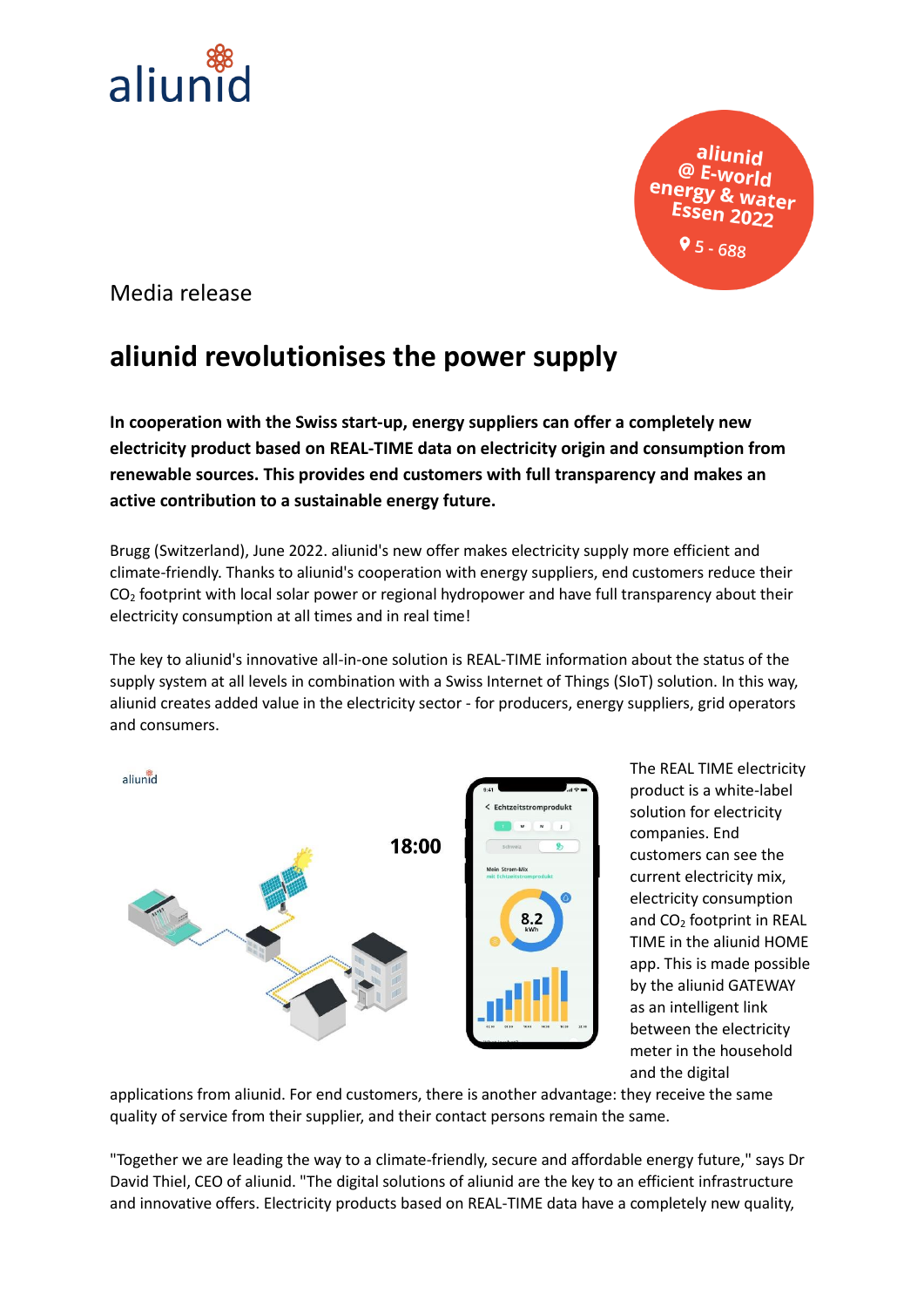aliunid

aliunid @ E-world energy & water Essen 2022

5 - 688

Media release

# aliunid revolutionises the power supply

**In cooperation with the Swiss start-up, energy suppliers can offer a completely new electricity product based on REAL-TIME data on electricity origin and consumption from renewable sources. This provides end customers with full transparency and makes an active contribution to a sustainable energy future.**

Brugg (Switzerland), June 2022. aliunid's new offer makes electricity supply more efficient and climate-friendly. Thanks to aliunid's cooperation with energy suppliers, end customers reduce their $CO_2$ footprint with local solar power or regional hydropower and have full transparency about their electricity consumption at all times and in real time!

The key to aliunid's innovative all-in-one solution is REAL-TIME information about the status of the supply system at all levels in combination with a Swiss Internet of Things (SIoT) solution. In this way, aliunid creates added value in the electricity sector - for producers, energy suppliers, grid operators and consumers.

The REAL TIME electricity product is a white-label solution for electricity companies. End customers can see the current electricity mix, electricity consumption and $CO_2$ footprint in REAL TIME in the aliunid HOME app. This is made possible by the aliunid GATEWAY as an intelligent link between the electricity meter in the household and the digital applications from aliunid. For end customers, there is another advantage: they receive the same quality of service from their supplier, and their contact persons remain the same.

"Together we are leading the way to a climate-friendly, secure and affordable energy future," says Dr David Thiel, CEO of aliunid. "The digital solutions of aliunid are the key to an efficient infrastructure and innovative offers. Electricity products based on REAL-TIME data have a completely new quality,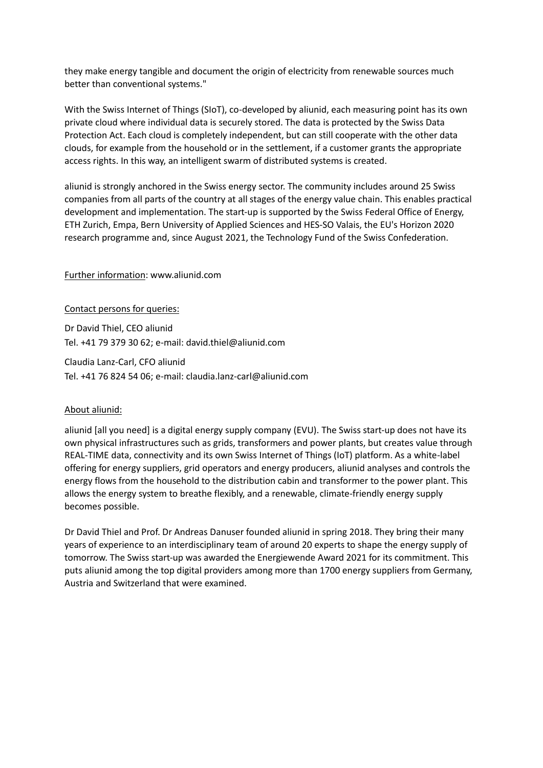they make energy tangible and document the origin of electricity from renewable sources much better than conventional systems."

With the Swiss Internet of Things (SIoT), co-developed by aliunid, each measuring point has its own private cloud where individual data is securely stored. The data is protected by the Swiss Data Protection Act. Each cloud is completely independent, but can still cooperate with the other data clouds, for example from the household or in the settlement, if a customer grants the appropriate access rights. In this way, an intelligent swarm of distributed systems is created.

aliunid is strongly anchored in the Swiss energy sector. The community includes around 25 Swiss companies from all parts of the country at all stages of the energy value chain. This enables practical development and implementation. The start-up is supported by the Swiss Federal Office of Energy, ETH Zurich, Empa, Bern University of Applied Sciences and HES-SO Valais, the EU's Horizon 2020 research programme and, since August 2021, the Technology Fund of the Swiss Confederation.

<u>Further information</u>: www.aliunid.com

<u>Contact persons for queries:</u>

Dr David Thiel, CEO aliunid
Tel. +41 79 379 30 62; e-mail: david.thiel@aliunid.com

Claudia Lanz-Carl, CFO aliunid
Tel. +41 76 824 54 06; e-mail: claudia.lanz-carl@aliunid.com

<u>About aliunid:</u>

aliunid [all you need] is a digital energy supply company (EVU). The Swiss start-up does not have its own physical infrastructures such as grids, transformers and power plants, but creates value through REAL-TIME data, connectivity and its own Swiss Internet of Things (IoT) platform. As a white-label offering for energy suppliers, grid operators and energy producers, aliunid analyses and controls the energy flows from the household to the distribution cabin and transformer to the power plant. This allows the energy system to breathe flexibly, and a renewable, climate-friendly energy supply becomes possible.

Dr David Thiel and Prof. Dr Andreas Danuser founded aliunid in spring 2018. They bring their many years of experience to an interdisciplinary team of around 20 experts to shape the energy supply of tomorrow. The Swiss start-up was awarded the Energiewende Award 2021 for its commitment. This puts aliunid among the top digital providers among more than 1700 energy suppliers from Germany, Austria and Switzerland that were examined.